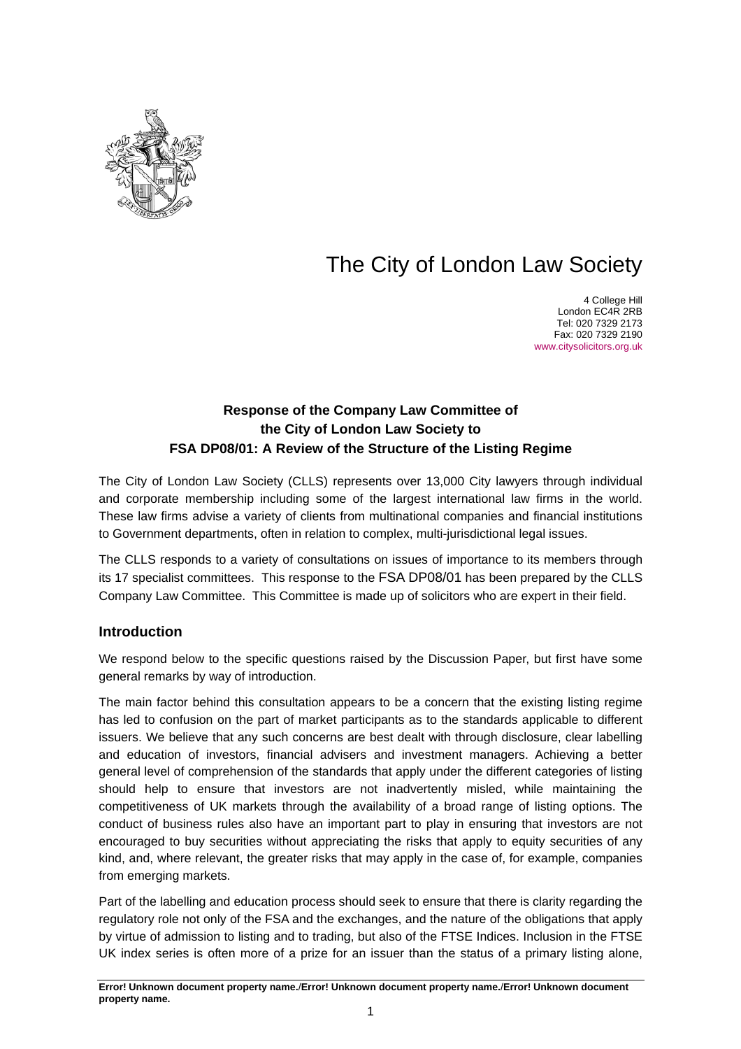# The City of London Law Society

4 College Hill
London EC4R 2RB
Tel: 020 7329 2173
Fax: 020 7329 2190
www.citysolicitors.org.uk

**Response of the Company Law Committee of the City of London Law Society to FSA DP08/01: A Review of the Structure of the Listing Regime**

The City of London Law Society (CLLS) represents over 13,000 City lawyers through individual and corporate membership including some of the largest international law firms in the world. These law firms advise a variety of clients from multinational companies and financial institutions to Government departments, often in relation to complex, multi-jurisdictional legal issues.

The CLLS responds to a variety of consultations on issues of importance to its members through its 17 specialist committees. This response to the FSA DP08/01 has been prepared by the CLLS Company Law Committee. This Committee is made up of solicitors who are expert in their field.

## Introduction

We respond below to the specific questions raised by the Discussion Paper, but first have some general remarks by way of introduction.

The main factor behind this consultation appears to be a concern that the existing listing regime has led to confusion on the part of market participants as to the standards applicable to different issuers. We believe that any such concerns are best dealt with through disclosure, clear labelling and education of investors, financial advisers and investment managers. Achieving a better general level of comprehension of the standards that apply under the different categories of listing should help to ensure that investors are not inadvertently misled, while maintaining the competitiveness of UK markets through the availability of a broad range of listing options. The conduct of business rules also have an important part to play in ensuring that investors are not encouraged to buy securities without appreciating the risks that apply to equity securities of any kind, and, where relevant, the greater risks that may apply in the case of, for example, companies from emerging markets.

Part of the labelling and education process should seek to ensure that there is clarity regarding the regulatory role not only of the FSA and the exchanges, and the nature of the obligations that apply by virtue of admission to listing and to trading, but also of the FTSE Indices. Inclusion in the FTSE UK index series is often more of a prize for an issuer than the status of a primary listing alone,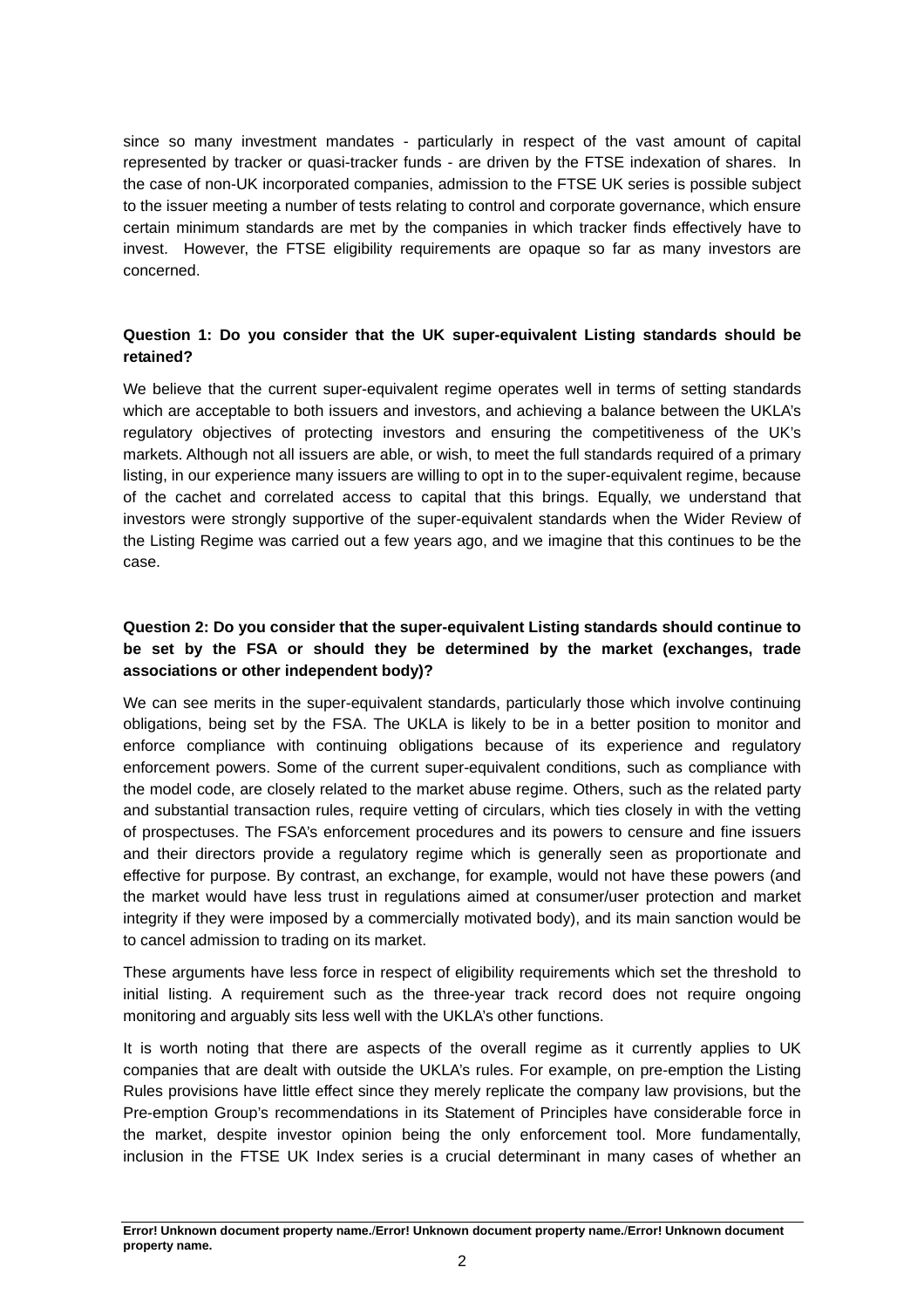since so many investment mandates - particularly in respect of the vast amount of capital represented by tracker or quasi-tracker funds - are driven by the FTSE indexation of shares. In the case of non-UK incorporated companies, admission to the FTSE UK series is possible subject to the issuer meeting a number of tests relating to control and corporate governance, which ensure certain minimum standards are met by the companies in which tracker finds effectively have to invest. However, the FTSE eligibility requirements are opaque so far as many investors are concerned.

**Question 1: Do you consider that the UK super-equivalent Listing standards should be retained?**

We believe that the current super-equivalent regime operates well in terms of setting standards which are acceptable to both issuers and investors, and achieving a balance between the UKLA's regulatory objectives of protecting investors and ensuring the competitiveness of the UK's markets. Although not all issuers are able, or wish, to meet the full standards required of a primary listing, in our experience many issuers are willing to opt in to the super-equivalent regime, because of the cachet and correlated access to capital that this brings. Equally, we understand that investors were strongly supportive of the super-equivalent standards when the Wider Review of the Listing Regime was carried out a few years ago, and we imagine that this continues to be the case.

**Question 2: Do you consider that the super-equivalent Listing standards should continue to be set by the FSA or should they be determined by the market (exchanges, trade associations or other independent body)?**

We can see merits in the super-equivalent standards, particularly those which involve continuing obligations, being set by the FSA. The UKLA is likely to be in a better position to monitor and enforce compliance with continuing obligations because of its experience and regulatory enforcement powers. Some of the current super-equivalent conditions, such as compliance with the model code, are closely related to the market abuse regime. Others, such as the related party and substantial transaction rules, require vetting of circulars, which ties closely in with the vetting of prospectuses. The FSA's enforcement procedures and its powers to censure and fine issuers and their directors provide a regulatory regime which is generally seen as proportionate and effective for purpose. By contrast, an exchange, for example, would not have these powers (and the market would have less trust in regulations aimed at consumer/user protection and market integrity if they were imposed by a commercially motivated body), and its main sanction would be to cancel admission to trading on its market.

These arguments have less force in respect of eligibility requirements which set the threshold to initial listing. A requirement such as the three-year track record does not require ongoing monitoring and arguably sits less well with the UKLA's other functions.

It is worth noting that there are aspects of the overall regime as it currently applies to UK companies that are dealt with outside the UKLA's rules. For example, on pre-emption the Listing Rules provisions have little effect since they merely replicate the company law provisions, but the Pre-emption Group's recommendations in its Statement of Principles have considerable force in the market, despite investor opinion being the only enforcement tool. More fundamentally, inclusion in the FTSE UK Index series is a crucial determinant in many cases of whether an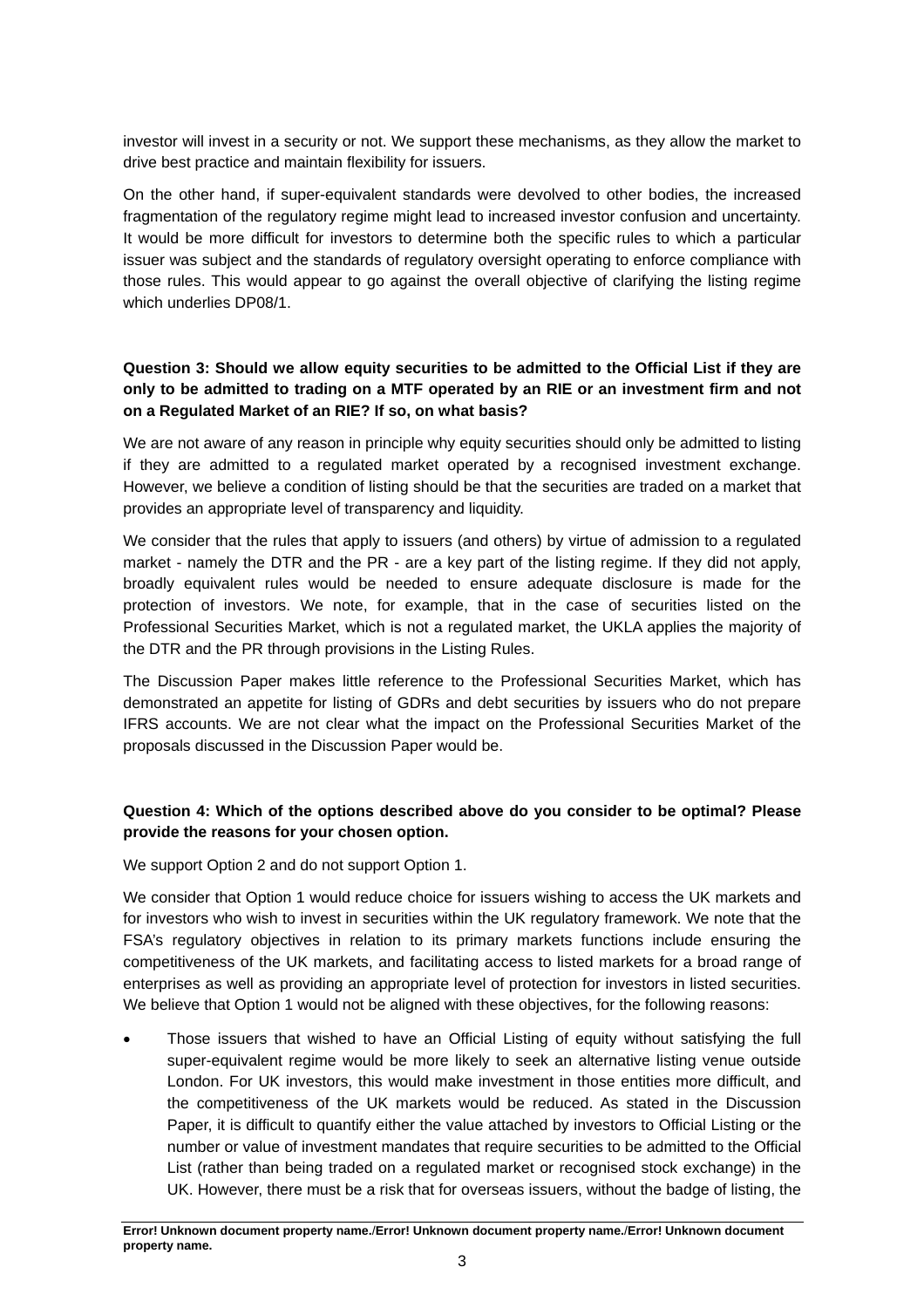investor will invest in a security or not. We support these mechanisms, as they allow the market to drive best practice and maintain flexibility for issuers.

On the other hand, if super-equivalent standards were devolved to other bodies, the increased fragmentation of the regulatory regime might lead to increased investor confusion and uncertainty. It would be more difficult for investors to determine both the specific rules to which a particular issuer was subject and the standards of regulatory oversight operating to enforce compliance with those rules. This would appear to go against the overall objective of clarifying the listing regime which underlies DP08/1.

**Question 3: Should we allow equity securities to be admitted to the Official List if they are only to be admitted to trading on a MTF operated by an RIE or an investment firm and not on a Regulated Market of an RIE? If so, on what basis?**

We are not aware of any reason in principle why equity securities should only be admitted to listing if they are admitted to a regulated market operated by a recognised investment exchange. However, we believe a condition of listing should be that the securities are traded on a market that provides an appropriate level of transparency and liquidity.

We consider that the rules that apply to issuers (and others) by virtue of admission to a regulated market - namely the DTR and the PR - are a key part of the listing regime. If they did not apply, broadly equivalent rules would be needed to ensure adequate disclosure is made for the protection of investors. We note, for example, that in the case of securities listed on the Professional Securities Market, which is not a regulated market, the UKLA applies the majority of the DTR and the PR through provisions in the Listing Rules.

The Discussion Paper makes little reference to the Professional Securities Market, which has demonstrated an appetite for listing of GDRs and debt securities by issuers who do not prepare IFRS accounts. We are not clear what the impact on the Professional Securities Market of the proposals discussed in the Discussion Paper would be.

**Question 4: Which of the options described above do you consider to be optimal? Please provide the reasons for your chosen option.**

We support Option 2 and do not support Option 1.

We consider that Option 1 would reduce choice for issuers wishing to access the UK markets and for investors who wish to invest in securities within the UK regulatory framework. We note that the FSA's regulatory objectives in relation to its primary markets functions include ensuring the competitiveness of the UK markets, and facilitating access to listed markets for a broad range of enterprises as well as providing an appropriate level of protection for investors in listed securities. We believe that Option 1 would not be aligned with these objectives, for the following reasons:

- Those issuers that wished to have an Official Listing of equity without satisfying the full super-equivalent regime would be more likely to seek an alternative listing venue outside London. For UK investors, this would make investment in those entities more difficult, and the competitiveness of the UK markets would be reduced. As stated in the Discussion Paper, it is difficult to quantify either the value attached by investors to Official Listing or the number or value of investment mandates that require securities to be admitted to the Official List (rather than being traded on a regulated market or recognised stock exchange) in the UK. However, there must be a risk that for overseas issuers, without the badge of listing, the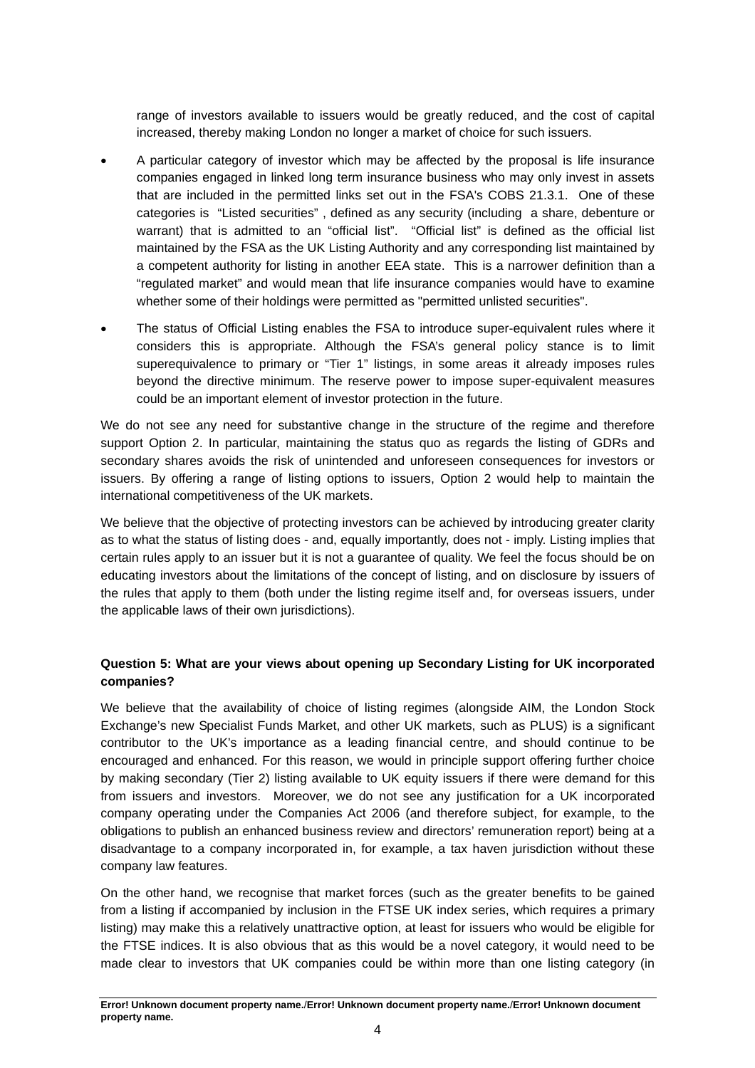range of investors available to issuers would be greatly reduced, and the cost of capital increased, thereby making London no longer a market of choice for such issuers.

- A particular category of investor which may be affected by the proposal is life insurance companies engaged in linked long term insurance business who may only invest in assets that are included in the permitted links set out in the FSA's COBS 21.3.1. One of these categories is "Listed securities" , defined as any security (including a share, debenture or warrant) that is admitted to an "official list". "Official list" is defined as the official list maintained by the FSA as the UK Listing Authority and any corresponding list maintained by a competent authority for listing in another EEA state. This is a narrower definition than a "regulated market" and would mean that life insurance companies would have to examine whether some of their holdings were permitted as "permitted unlisted securities".

- The status of Official Listing enables the FSA to introduce super-equivalent rules where it considers this is appropriate. Although the FSA's general policy stance is to limit superequivalence to primary or "Tier 1" listings, in some areas it already imposes rules beyond the directive minimum. The reserve power to impose super-equivalent measures could be an important element of investor protection in the future.

We do not see any need for substantive change in the structure of the regime and therefore support Option 2. In particular, maintaining the status quo as regards the listing of GDRs and secondary shares avoids the risk of unintended and unforeseen consequences for investors or issuers. By offering a range of listing options to issuers, Option 2 would help to maintain the international competitiveness of the UK markets.

We believe that the objective of protecting investors can be achieved by introducing greater clarity as to what the status of listing does - and, equally importantly, does not - imply. Listing implies that certain rules apply to an issuer but it is not a guarantee of quality. We feel the focus should be on educating investors about the limitations of the concept of listing, and on disclosure by issuers of the rules that apply to them (both under the listing regime itself and, for overseas issuers, under the applicable laws of their own jurisdictions).

**Question 5: What are your views about opening up Secondary Listing for UK incorporated companies?**

We believe that the availability of choice of listing regimes (alongside AIM, the London Stock Exchange's new Specialist Funds Market, and other UK markets, such as PLUS) is a significant contributor to the UK's importance as a leading financial centre, and should continue to be encouraged and enhanced. For this reason, we would in principle support offering further choice by making secondary (Tier 2) listing available to UK equity issuers if there were demand for this from issuers and investors. Moreover, we do not see any justification for a UK incorporated company operating under the Companies Act 2006 (and therefore subject, for example, to the obligations to publish an enhanced business review and directors' remuneration report) being at a disadvantage to a company incorporated in, for example, a tax haven jurisdiction without these company law features.

On the other hand, we recognise that market forces (such as the greater benefits to be gained from a listing if accompanied by inclusion in the FTSE UK index series, which requires a primary listing) may make this a relatively unattractive option, at least for issuers who would be eligible for the FTSE indices. It is also obvious that as this would be a novel category, it would need to be made clear to investors that UK companies could be within more than one listing category (in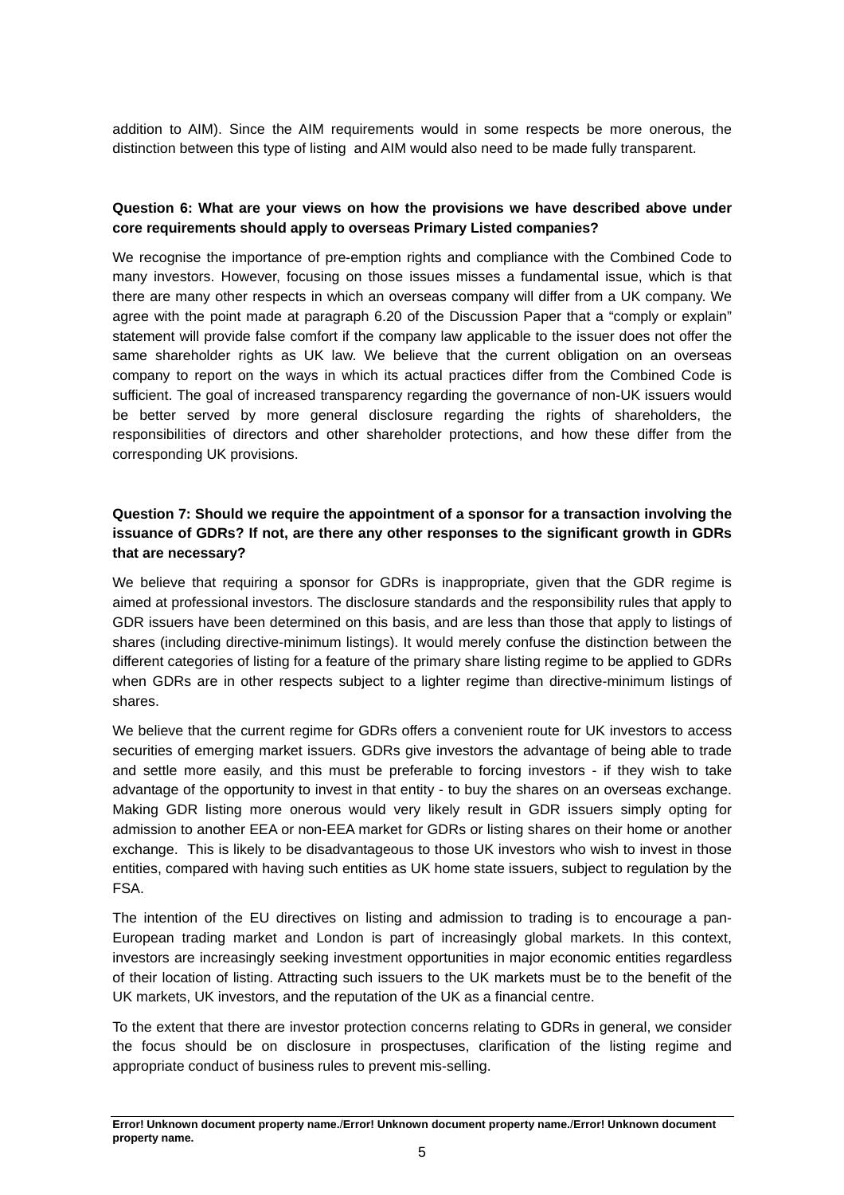addition to AIM). Since the AIM requirements would in some respects be more onerous, the distinction between this type of listing and AIM would also need to be made fully transparent.

**Question 6: What are your views on how the provisions we have described above under core requirements should apply to overseas Primary Listed companies?**

We recognise the importance of pre-emption rights and compliance with the Combined Code to many investors. However, focusing on those issues misses a fundamental issue, which is that there are many other respects in which an overseas company will differ from a UK company. We agree with the point made at paragraph 6.20 of the Discussion Paper that a "comply or explain" statement will provide false comfort if the company law applicable to the issuer does not offer the same shareholder rights as UK law. We believe that the current obligation on an overseas company to report on the ways in which its actual practices differ from the Combined Code is sufficient. The goal of increased transparency regarding the governance of non-UK issuers would be better served by more general disclosure regarding the rights of shareholders, the responsibilities of directors and other shareholder protections, and how these differ from the corresponding UK provisions.

**Question 7: Should we require the appointment of a sponsor for a transaction involving the issuance of GDRs? If not, are there any other responses to the significant growth in GDRs that are necessary?**

We believe that requiring a sponsor for GDRs is inappropriate, given that the GDR regime is aimed at professional investors. The disclosure standards and the responsibility rules that apply to GDR issuers have been determined on this basis, and are less than those that apply to listings of shares (including directive-minimum listings). It would merely confuse the distinction between the different categories of listing for a feature of the primary share listing regime to be applied to GDRs when GDRs are in other respects subject to a lighter regime than directive-minimum listings of shares.

We believe that the current regime for GDRs offers a convenient route for UK investors to access securities of emerging market issuers. GDRs give investors the advantage of being able to trade and settle more easily, and this must be preferable to forcing investors - if they wish to take advantage of the opportunity to invest in that entity - to buy the shares on an overseas exchange. Making GDR listing more onerous would very likely result in GDR issuers simply opting for admission to another EEA or non-EEA market for GDRs or listing shares on their home or another exchange. This is likely to be disadvantageous to those UK investors who wish to invest in those entities, compared with having such entities as UK home state issuers, subject to regulation by the FSA.

The intention of the EU directives on listing and admission to trading is to encourage a pan-European trading market and London is part of increasingly global markets. In this context, investors are increasingly seeking investment opportunities in major economic entities regardless of their location of listing. Attracting such issuers to the UK markets must be to the benefit of the UK markets, UK investors, and the reputation of the UK as a financial centre.

To the extent that there are investor protection concerns relating to GDRs in general, we consider the focus should be on disclosure in prospectuses, clarification of the listing regime and appropriate conduct of business rules to prevent mis-selling.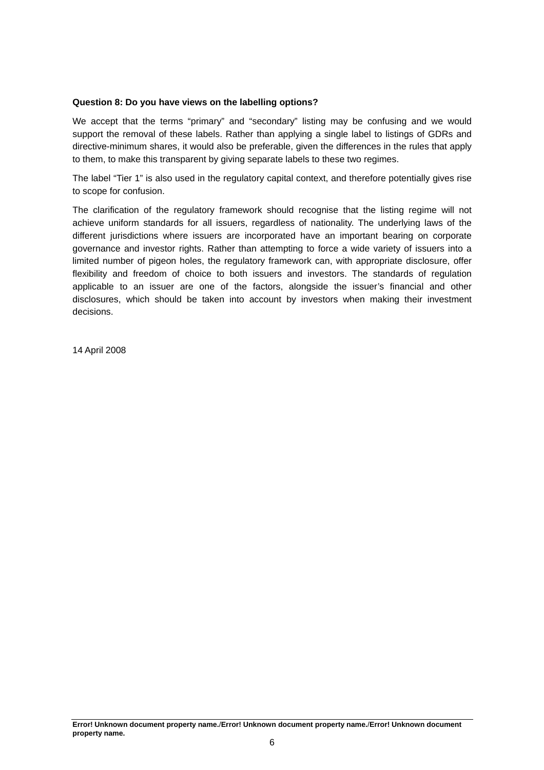**Question 8: Do you have views on the labelling options?**

We accept that the terms "primary" and "secondary" listing may be confusing and we would support the removal of these labels. Rather than applying a single label to listings of GDRs and directive-minimum shares, it would also be preferable, given the differences in the rules that apply to them, to make this transparent by giving separate labels to these two regimes.

The label "Tier 1" is also used in the regulatory capital context, and therefore potentially gives rise to scope for confusion.

The clarification of the regulatory framework should recognise that the listing regime will not achieve uniform standards for all issuers, regardless of nationality. The underlying laws of the different jurisdictions where issuers are incorporated have an important bearing on corporate governance and investor rights. Rather than attempting to force a wide variety of issuers into a limited number of pigeon holes, the regulatory framework can, with appropriate disclosure, offer flexibility and freedom of choice to both issuers and investors. The standards of regulation applicable to an issuer are one of the factors, alongside the issuer's financial and other disclosures, which should be taken into account by investors when making their investment decisions.

14 April 2008